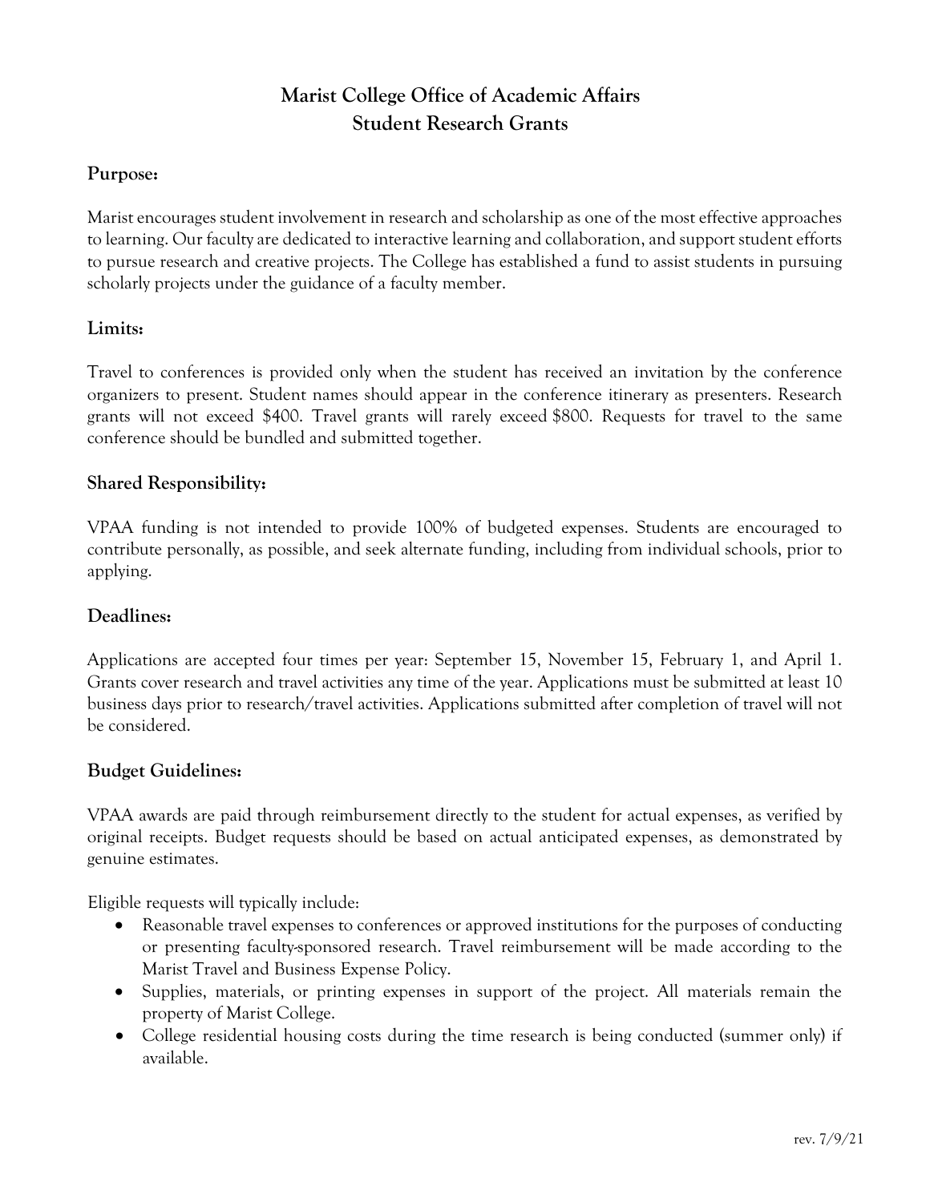# Marist College Office of Academic Affairs
# Student Research Grants

## Purpose:

Marist encourages student involvement in research and scholarship as one of the most effective approaches to learning. Our faculty are dedicated to interactive learning and collaboration, and support student efforts to pursue research and creative projects. The College has established a fund to assist students in pursuing scholarly projects under the guidance of a faculty member.

## Limits:

Travel to conferences is provided only when the student has received an invitation by the conference organizers to present. Student names should appear in the conference itinerary as presenters. Research grants will not exceed $400. Travel grants will rarely exceed $800. Requests for travel to the same conference should be bundled and submitted together.

## Shared Responsibility:

VPAA funding is not intended to provide 100% of budgeted expenses. Students are encouraged to contribute personally, as possible, and seek alternate funding, including from individual schools, prior to applying.

## Deadlines:

Applications are accepted four times per year: September 15, November 15, February 1, and April 1. Grants cover research and travel activities any time of the year. Applications must be submitted at least 10 business days prior to research/travel activities. Applications submitted after completion of travel will not be considered.

## Budget Guidelines:

VPAA awards are paid through reimbursement directly to the student for actual expenses, as verified by original receipts. Budget requests should be based on actual anticipated expenses, as demonstrated by genuine estimates.

Eligible requests will typically include:

- Reasonable travel expenses to conferences or approved institutions for the purposes of conducting or presenting faculty-sponsored research. Travel reimbursement will be made according to the Marist Travel and Business Expense Policy.
- Supplies, materials, or printing expenses in support of the project. All materials remain the property of Marist College.
- College residential housing costs during the time research is being conducted (summer only) if available.

rev. 7/9/21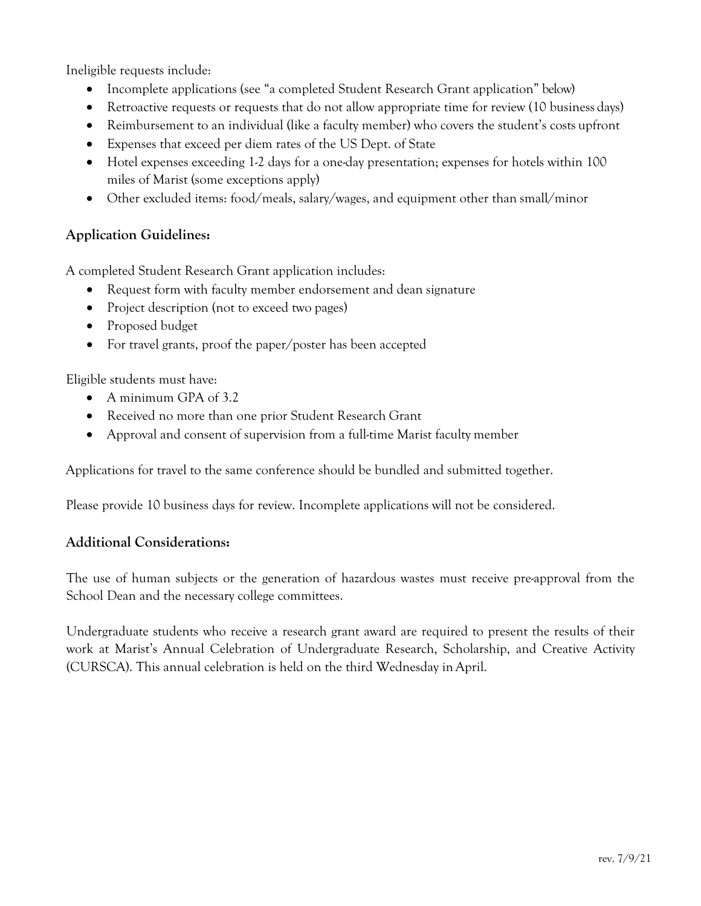Ineligible requests include:

- Incomplete applications (see "a completed Student Research Grant application" below)
- Retroactive requests or requests that do not allow appropriate time for review (10 business days)
- Reimbursement to an individual (like a faculty member) who covers the student's costs upfront
- Expenses that exceed per diem rates of the US Dept. of State
- Hotel expenses exceeding 1-2 days for a one-day presentation; expenses for hotels within 100 miles of Marist (some exceptions apply)
- Other excluded items: food/meals, salary/wages, and equipment other than small/minor

## Application Guidelines:

A completed Student Research Grant application includes:

- Request form with faculty member endorsement and dean signature
- Project description (not to exceed two pages)
- Proposed budget
- For travel grants, proof the paper/poster has been accepted

Eligible students must have:

- A minimum GPA of 3.2
- Received no more than one prior Student Research Grant
- Approval and consent of supervision from a full-time Marist faculty member

Applications for travel to the same conference should be bundled and submitted together.

Please provide 10 business days for review. Incomplete applications will not be considered.

## Additional Considerations:

The use of human subjects or the generation of hazardous wastes must receive pre-approval from the School Dean and the necessary college committees.

Undergraduate students who receive a research grant award are required to present the results of their work at Marist's Annual Celebration of Undergraduate Research, Scholarship, and Creative Activity (CURSCA). This annual celebration is held on the third Wednesday in April.

rev. 7/9/21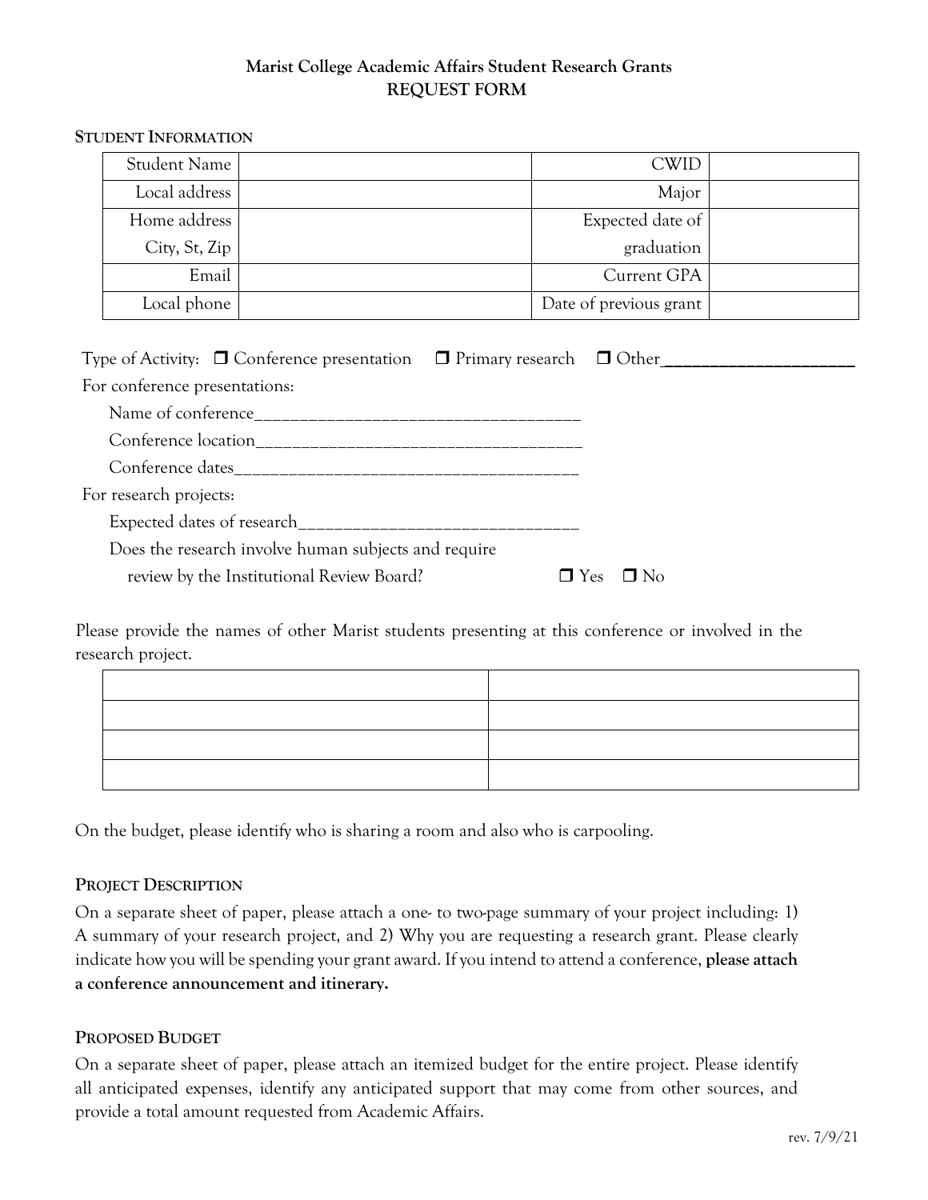**Marist College Academic Affairs Student Research Grants**
**REQUEST FORM**

## STUDENT INFORMATION

| | | | |
|---|---|---|---|
| Student Name | | CWID | |
| Local address | | Major | |
| Home address<br>City, St, Zip | | Expected date of<br>graduation | |
| Email | | Current GPA | |
| Local phone | | Date of previous grant | |

Type of Activity: ☐ Conference presentation ☐ Primary research ☐ Other______________________

For conference presentations:

Name of conference____________________________________

Conference location____________________________________

Conference dates_______________________________________

For research projects:

Expected dates of research_______________________________

Does the research involve human subjects and require review by the Institutional Review Board? ☐ Yes ☐ No

Please provide the names of other Marist students presenting at this conference or involved in the research project.

| | |
|---|---|
| | |
| | |
| | |
| | |

On the budget, please identify who is sharing a room and also who is carpooling.

## PROJECT DESCRIPTION

On a separate sheet of paper, please attach a one- to two-page summary of your project including: 1) A summary of your research project, and 2) Why you are requesting a research grant. Please clearly indicate how you will be spending your grant award. If you intend to attend a conference, **please attach a conference announcement and itinerary.**

## PROPOSED BUDGET

On a separate sheet of paper, please attach an itemized budget for the entire project. Please identify all anticipated expenses, identify any anticipated support that may come from other sources, and provide a total amount requested from Academic Affairs.

rev. 7/9/21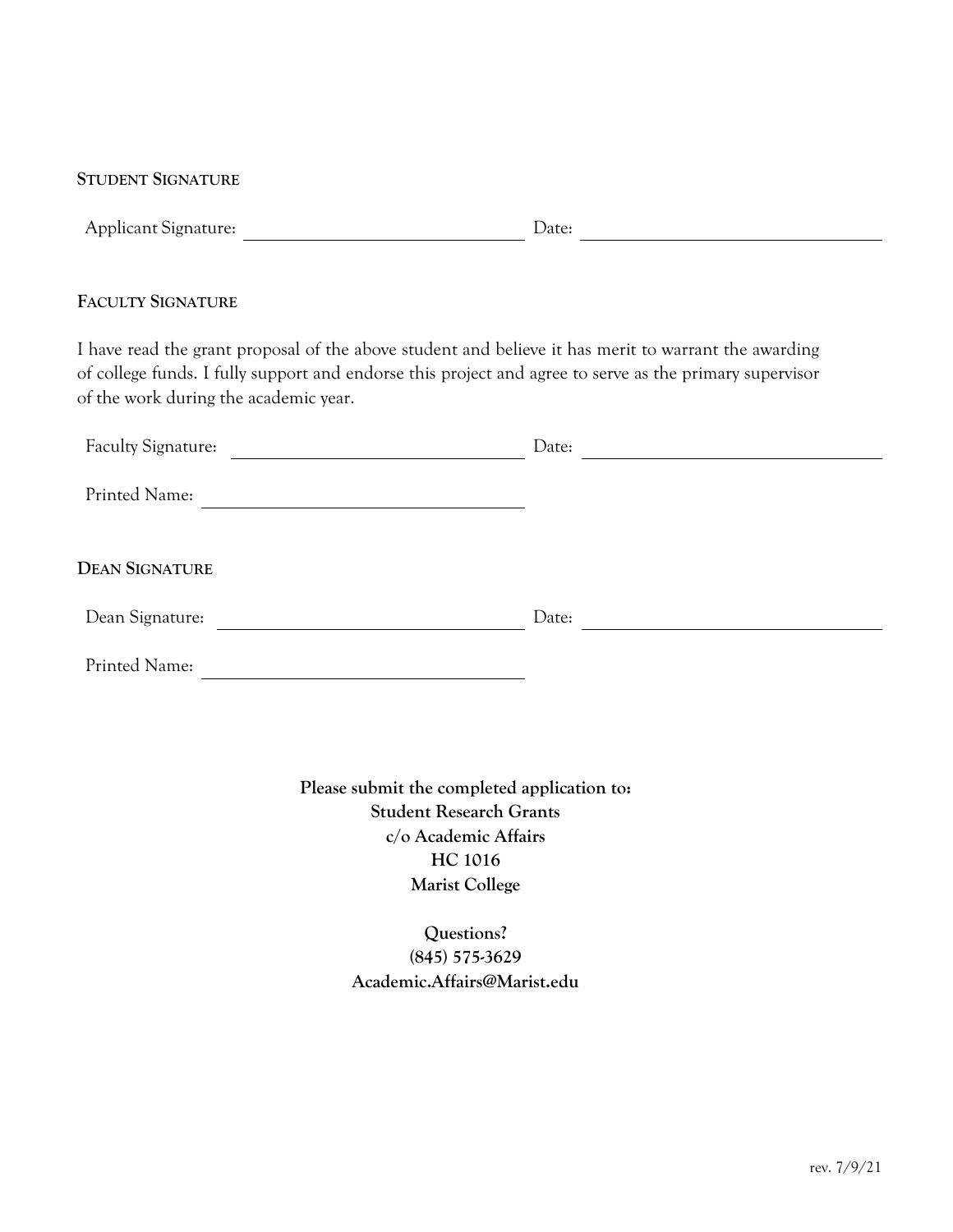## Student Signature

Applicant Signature: ______________________________ Date: ______________________________

## Faculty Signature

I have read the grant proposal of the above student and believe it has merit to warrant the awarding of college funds. I fully support and endorse this project and agree to serve as the primary supervisor of the work during the academic year.

Faculty Signature: ______________________________ Date: ______________________________

Printed Name: ______________________________

## Dean Signature

Dean Signature: ______________________________ Date: ______________________________

Printed Name: ______________________________

**Please submit the completed application to:**
**Student Research Grants**
**c/o Academic Affairs**
**HC 1016**
**Marist College**

**Questions?**
**(845) 575-3629**
**Academic.Affairs@Marist.edu**

rev. 7/9/21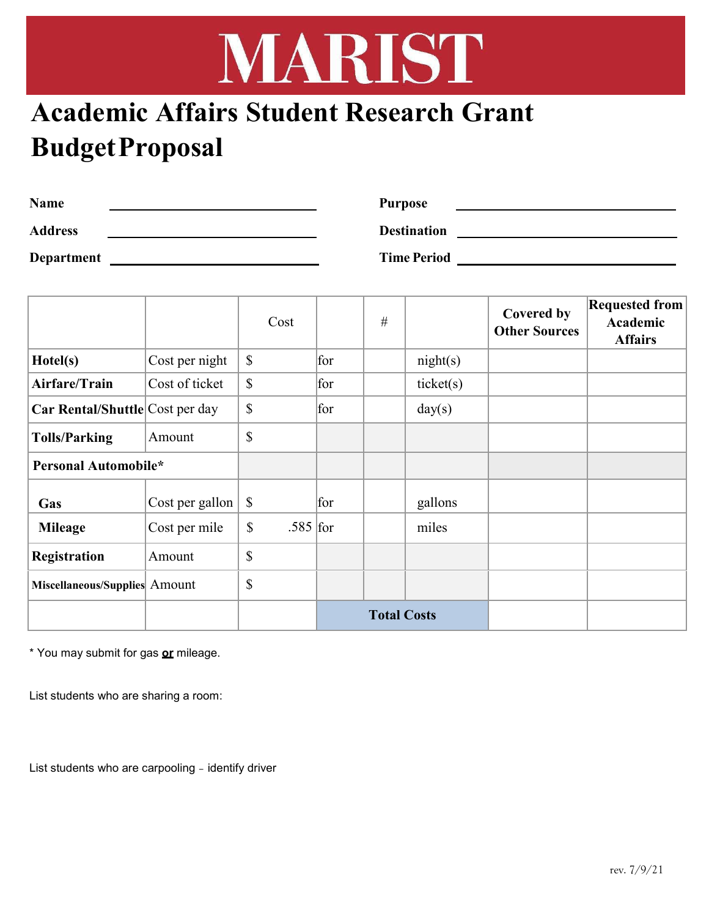# MARIST

# Academic Affairs Student Research Grant Budget Proposal

**Name** ______________________

**Address** ______________________

**Department** ______________________

**Purpose** ______________________

**Destination** ______________________

**Time Period** ______________________

| | | Cost | | # | | Covered by Other Sources | Requested from Academic Affairs |
|---|---|---|---|---|---|---|---|
| **Hotel(s)** | Cost per night | $ | for | | night(s) | | |
| **Airfare/Train** | Cost of ticket | $ | for | | ticket(s) | | |
| **Car Rental/Shuttle** | Cost per day | $ | for | | day(s) | | |
| **Tolls/Parking** | Amount | $ | | | | | |
| **Personal Automobile*** | | | | | | | |
| **Gas** | Cost per gallon | $ | for | | gallons | | |
| **Mileage** | Cost per mile | $ .585 | for | | miles | | |
| **Registration** | Amount | $ | | | | | |
| **Miscellaneous/Supplies** | Amount | $ | | | | | |
| | | | **Total Costs** | | | | |

* You may submit for gas **or** mileage.

List students who are sharing a room:

List students who are carpooling – identify driver

rev. 7/9/21